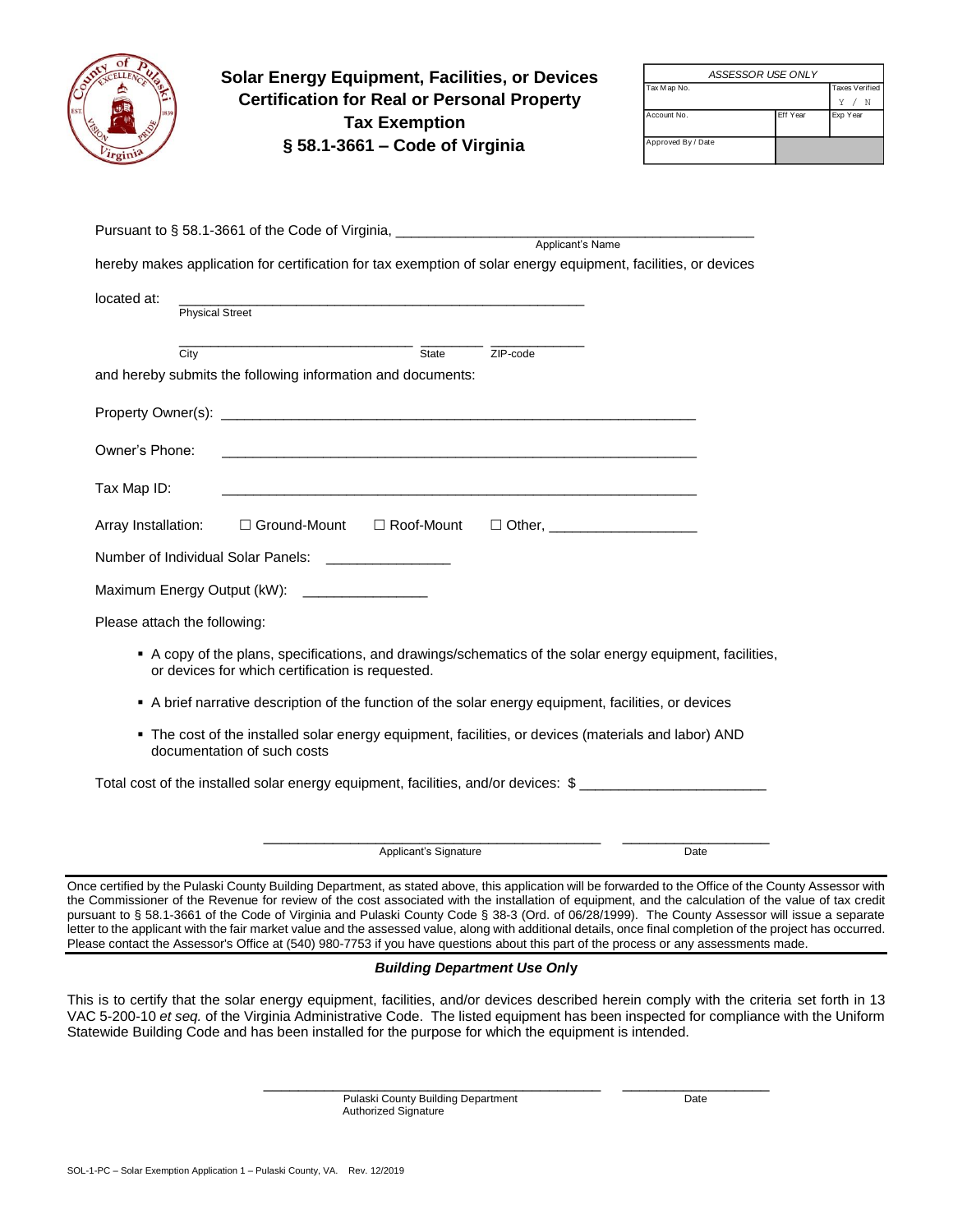# Solar Energy Equipment, Facilities, or Devices Certification for Real or Personal Property Tax Exemption

## § 58.1-3661 – Code of Virginia

| *ASSESSOR USE ONLY* | | |
|---|---|---|
| Tax Map No. | | Taxes Verified Y / N |
| Account No. | Eff Year | Exp Year |
| Approved By / Date | | |

Pursuant to § 58.1-3661 of the Code of Virginia, ______________________________________________
Applicant's Name

hereby makes application for certification for tax exemption of solar energy equipment, facilities, or devices

located at: ____________________________________________________
Physical Street

______________________________ ________ ____________
City State ZIP-code

and hereby submits the following information and documents:

Property Owner(s): ____________________________________________________________

Owner's Phone: ____________________________________________________________

Tax Map ID: ____________________________________________________________

Array Installation: ☐ Ground-Mount ☐ Roof-Mount ☐ Other, ___________________

Number of Individual Solar Panels: ________________

Maximum Energy Output (kW): ________________

Please attach the following:

- A copy of the plans, specifications, and drawings/schematics of the solar energy equipment, facilities, or devices for which certification is requested.
- A brief narrative description of the function of the solar energy equipment, facilities, or devices
- The cost of the installed solar energy equipment, facilities, or devices (materials and labor) AND documentation of such costs

Total cost of the installed solar energy equipment, facilities, and/or devices: $ _______________________

____________________________________________ ____________________
Applicant's Signature Date

---

Once certified by the Pulaski County Building Department, as stated above, this application will be forwarded to the Office of the County Assessor with the Commissioner of the Revenue for review of the cost associated with the installation of equipment, and the calculation of the value of tax credit pursuant to § 58.1-3661 of the Code of Virginia and Pulaski County Code § 38-3 (Ord. of 06/28/1999). The County Assessor will issue a separate letter to the applicant with the fair market value and the assessed value, along with additional details, once final completion of the project has occurred. Please contact the Assessor's Office at (540) 980-7753 if you have questions about this part of the process or any assessments made.

---

***Building Department Use Only***

This is to certify that the solar energy equipment, facilities, and/or devices described herein comply with the criteria set forth in 13 VAC 5-200-10 *et seq.* of the Virginia Administrative Code. The listed equipment has been inspected for compliance with the Uniform Statewide Building Code and has been installed for the purpose for which the equipment is intended.

____________________________________________ ____________________
Pulaski County Building Department Authorized Signature Date

SOL-1-PC – Solar Exemption Application 1 – Pulaski County, VA. Rev. 12/2019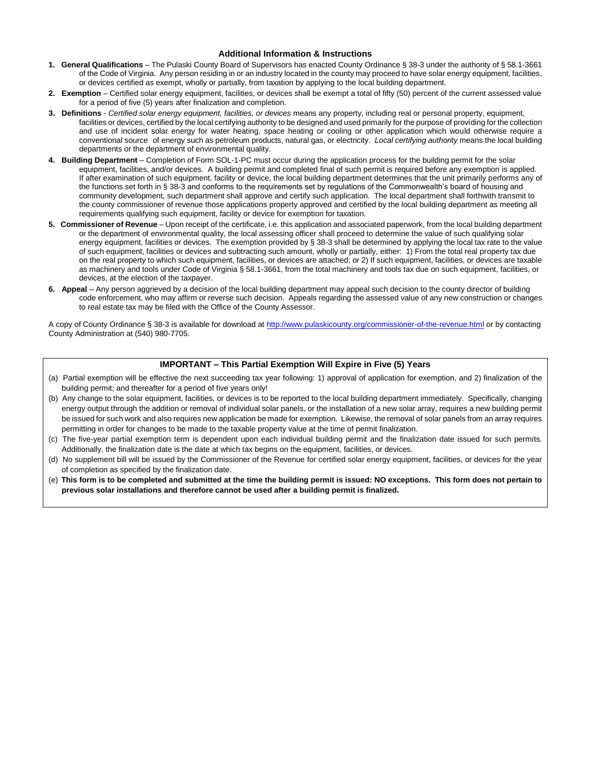## Additional Information & Instructions

1. **General Qualifications** – The Pulaski County Board of Supervisors has enacted County Ordinance § 38-3 under the authority of § 58.1-3661 of the Code of Virginia. Any person residing in or an industry located in the county may proceed to have solar energy equipment, facilities, or devices certified as exempt, wholly or partially, from taxation by applying to the local building department.
2. **Exemption** – Certified solar energy equipment, facilities, or devices shall be exempt a total of fifty (50) percent of the current assessed value for a period of five (5) years after finalization and completion.
3. **Definitions** - *Certified solar energy equipment, facilities, or devices* means any property, including real or personal property, equipment, facilities or devices, certified by the local certifying authority to be designed and used primarily for the purpose of providing for the collection and use of incident solar energy for water heating, space heating or cooling or other application which would otherwise require a conventional source of energy such as petroleum products, natural gas, or electricity. *Local certifying authority* means the local building departments or the department of environmental quality.
4. **Building Department** – Completion of Form SOL-1-PC must occur during the application process for the building permit for the solar equipment, facilities, and/or devices. A building permit and completed final of such permit is required before any exemption is applied. If after examination of such equipment, facility or device, the local building department determines that the unit primarily performs any of the functions set forth in § 38-3 and conforms to the requirements set by regulations of the Commonwealth's board of housing and community development, such department shall approve and certify such application. The local department shall forthwith transmit to the county commissioner of revenue those applications property approved and certified by the local building department as meeting all requirements qualifying such equipment, facility or device for exemption for taxation.
5. **Commissioner of Revenue** – Upon receipt of the certificate, i.e. this application and associated paperwork, from the local building department or the department of environmental quality, the local assessing officer shall proceed to determine the value of such qualifying solar energy equipment, facilities or devices. The exemption provided by § 38-3 shall be determined by applying the local tax rate to the value of such equipment, facilities or devices and subtracting such amount, wholly or partially, either: 1) From the total real property tax due on the real property to which such equipment, facilities, or devices are attached; or 2) If such equipment, facilities, or devices are taxable as machinery and tools under Code of Virginia § 58.1-3661, from the total machinery and tools tax due on such equipment, facilities, or devices, at the election of the taxpayer.
6. **Appeal** – Any person aggrieved by a decision of the local building department may appeal such decision to the county director of building code enforcement, who may affirm or reverse such decision. Appeals regarding the assessed value of any new construction or changes to real estate tax may be filed with the Office of the County Assessor.

A copy of County Ordinance § 38-3 is available for download at http://www.pulaskicounty.org/commissioner-of-the-revenue.html or by contacting County Administration at (540) 980-7705.

### IMPORTANT – This Partial Exemption Will Expire in Five (5) Years

(a) Partial exemption will be effective the next succeeding tax year following: 1) approval of application for exemption, and 2) finalization of the building permit; and thereafter for a period of five years only!

(b) Any change to the solar equipment, facilities, or devices is to be reported to the local building department immediately. Specifically, changing energy output through the addition or removal of individual solar panels, or the installation of a new solar array, requires a new building permit be issued for such work and also requires new application be made for exemption. Likewise, the removal of solar panels from an array requires permitting in order for changes to be made to the taxable property value at the time of permit finalization.

(c) The five-year partial exemption term is dependent upon each individual building permit and the finalization date issued for such permits. Additionally, the finalization date is the date at which tax begins on the equipment, facilities, or devices.

(d) No supplement bill will be issued by the Commissioner of the Revenue for certified solar energy equipment, facilities, or devices for the year of completion as specified by the finalization date.

(e) **This form is to be completed and submitted at the time the building permit is issued: NO exceptions. This form does not pertain to previous solar installations and therefore cannot be used after a building permit is finalized.**